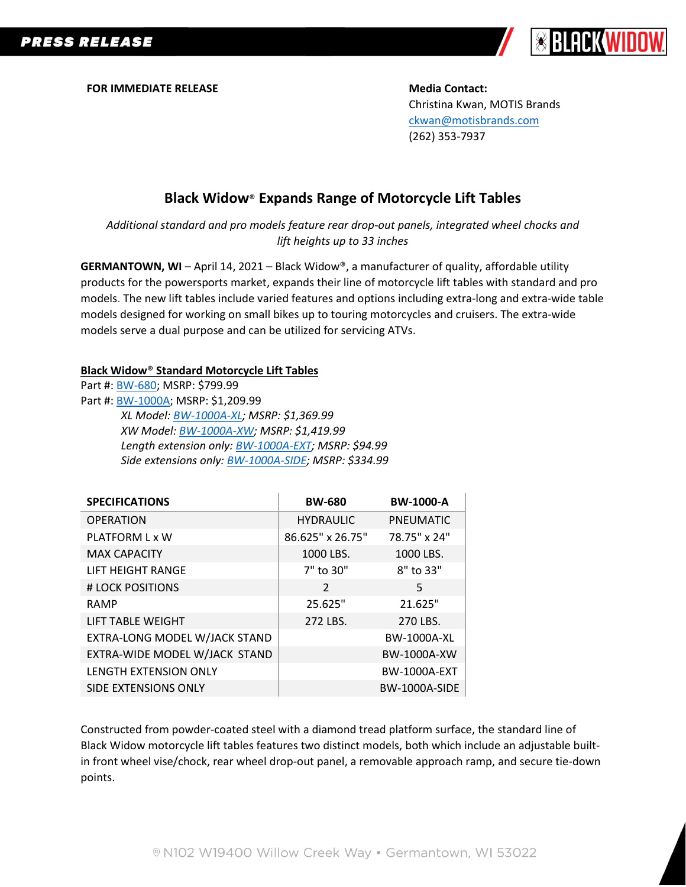**PRESS RELEASE**

**FOR IMMEDIATE RELEASE**

**Media Contact:**
Christina Kwan, MOTIS Brands
ckwan@motisbrands.com
(262) 353-7937

## Black Widow® Expands Range of Motorcycle Lift Tables

*Additional standard and pro models feature rear drop-out panels, integrated wheel chocks and lift heights up to 33 inches*

**GERMANTOWN, WI** – April 14, 2021 – Black Widow®, a manufacturer of quality, affordable utility products for the powersports market, expands their line of motorcycle lift tables with standard and pro models. The new lift tables include varied features and options including extra-long and extra-wide table models designed for working on small bikes up to touring motorcycles and cruisers. The extra-wide models serve a dual purpose and can be utilized for servicing ATVs.

**Black Widow® Standard Motorcycle Lift Tables**

Part #: BW-680; MSRP: $799.99
Part #: BW-1000A; MSRP: $1,209.99

*XL Model: BW-1000A-XL; MSRP: $1,369.99*
*XW Model: BW-1000A-XW; MSRP: $1,419.99*
*Length extension only: BW-1000A-EXT; MSRP: $94.99*
*Side extensions only: BW-1000A-SIDE; MSRP: $334.99*

| SPECIFICATIONS | BW-680 | BW-1000-A |
|---|---|---|
| OPERATION | HYDRAULIC | PNEUMATIC |
| PLATFORM L x W | 86.625" x 26.75" | 78.75" x 24" |
| MAX CAPACITY | 1000 LBS. | 1000 LBS. |
| LIFT HEIGHT RANGE | 7" to 30" | 8" to 33" |
| # LOCK POSITIONS | 2 | 5 |
| RAMP | 25.625" | 21.625" |
| LIFT TABLE WEIGHT | 272 LBS. | 270 LBS. |
| EXTRA-LONG MODEL W/JACK STAND | | BW-1000A-XL |
| EXTRA-WIDE MODEL W/JACK STAND | | BW-1000A-XW |
| LENGTH EXTENSION ONLY | | BW-1000A-EXT |
| SIDE EXTENSIONS ONLY | | BW-1000A-SIDE |

Constructed from powder-coated steel with a diamond tread platform surface, the standard line of Black Widow motorcycle lift tables features two distinct models, both which include an adjustable built-in front wheel vise/chock, rear wheel drop-out panel, a removable approach ramp, and secure tie-down points.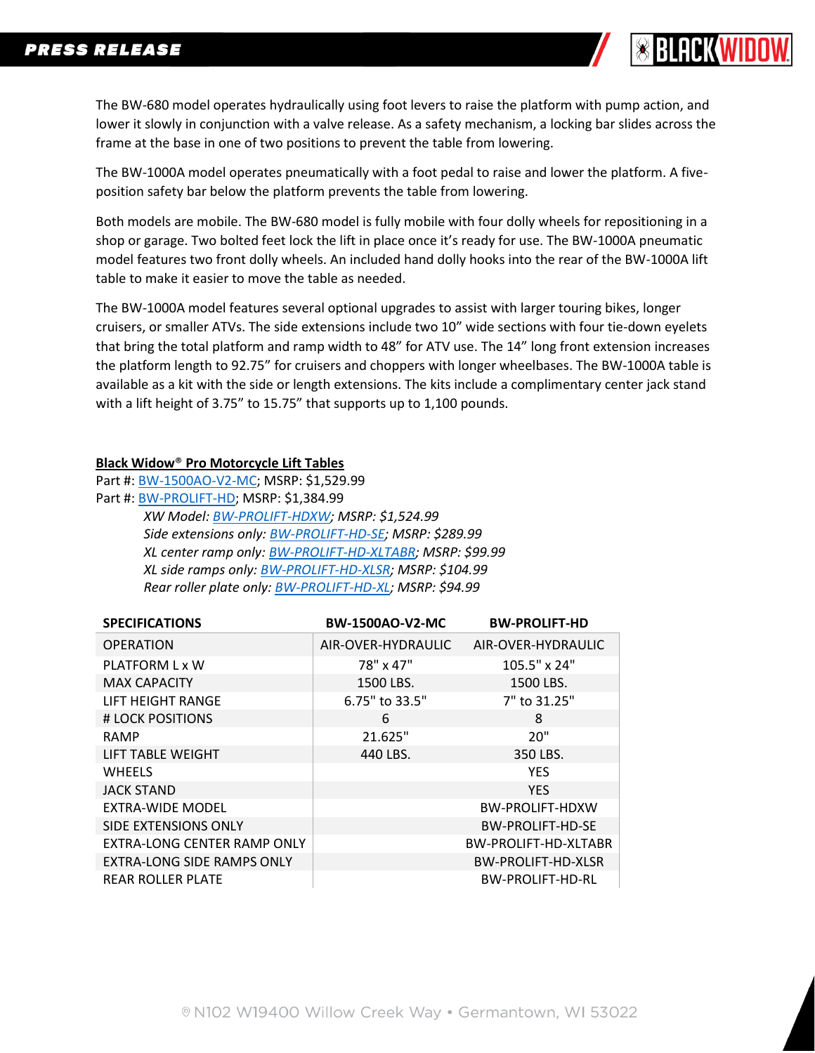The BW-680 model operates hydraulically using foot levers to raise the platform with pump action, and lower it slowly in conjunction with a valve release. As a safety mechanism, a locking bar slides across the frame at the base in one of two positions to prevent the table from lowering.

The BW-1000A model operates pneumatically with a foot pedal to raise and lower the platform. A five-position safety bar below the platform prevents the table from lowering.

Both models are mobile. The BW-680 model is fully mobile with four dolly wheels for repositioning in a shop or garage. Two bolted feet lock the lift in place once it's ready for use. The BW-1000A pneumatic model features two front dolly wheels. An included hand dolly hooks into the rear of the BW-1000A lift table to make it easier to move the table as needed.

The BW-1000A model features several optional upgrades to assist with larger touring bikes, longer cruisers, or smaller ATVs. The side extensions include two 10" wide sections with four tie-down eyelets that bring the total platform and ramp width to 48" for ATV use. The 14" long front extension increases the platform length to 92.75" for cruisers and choppers with longer wheelbases. The BW-1000A table is available as a kit with the side or length extensions. The kits include a complimentary center jack stand with a lift height of 3.75" to 15.75" that supports up to 1,100 pounds.

**Black Widow® Pro Motorcycle Lift Tables**

Part #: BW-1500AO-V2-MC; MSRP: $1,529.99
Part #: BW-PROLIFT-HD; MSRP: $1,384.99

*XW Model: BW-PROLIFT-HDXW; MSRP: $1,524.99*
*Side extensions only: BW-PROLIFT-HD-SE; MSRP: $289.99*
*XL center ramp only: BW-PROLIFT-HD-XLTABR; MSRP: $99.99*
*XL side ramps only: BW-PROLIFT-HD-XLSR; MSRP: $104.99*
*Rear roller plate only: BW-PROLIFT-HD-XL; MSRP: $94.99*

| SPECIFICATIONS | BW-1500AO-V2-MC | BW-PROLIFT-HD |
|---|---|---|
| OPERATION | AIR-OVER-HYDRAULIC | AIR-OVER-HYDRAULIC |
| PLATFORM L x W | 78" x 47" | 105.5" x 24" |
| MAX CAPACITY | 1500 LBS. | 1500 LBS. |
| LIFT HEIGHT RANGE | 6.75" to 33.5" | 7" to 31.25" |
| # LOCK POSITIONS | 6 | 8 |
| RAMP | 21.625" | 20" |
| LIFT TABLE WEIGHT | 440 LBS. | 350 LBS. |
| WHEELS | | YES |
| JACK STAND | | YES |
| EXTRA-WIDE MODEL | | BW-PROLIFT-HDXW |
| SIDE EXTENSIONS ONLY | | BW-PROLIFT-HD-SE |
| EXTRA-LONG CENTER RAMP ONLY | | BW-PROLIFT-HD-XLTABR |
| EXTRA-LONG SIDE RAMPS ONLY | | BW-PROLIFT-HD-XLSR |
| REAR ROLLER PLATE | | BW-PROLIFT-HD-RL |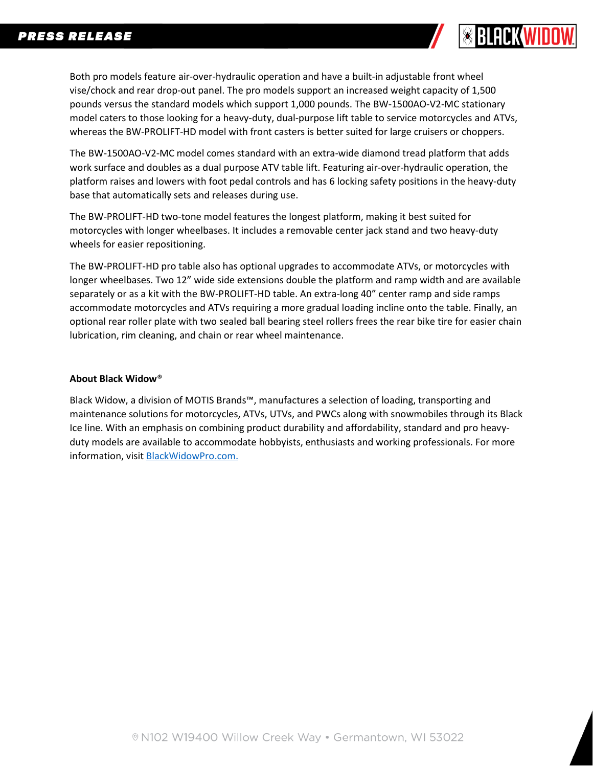Both pro models feature air-over-hydraulic operation and have a built-in adjustable front wheel vise/chock and rear drop-out panel. The pro models support an increased weight capacity of 1,500 pounds versus the standard models which support 1,000 pounds. The BW-1500AO-V2-MC stationary model caters to those looking for a heavy-duty, dual-purpose lift table to service motorcycles and ATVs, whereas the BW-PROLIFT-HD model with front casters is better suited for large cruisers or choppers.

The BW-1500AO-V2-MC model comes standard with an extra-wide diamond tread platform that adds work surface and doubles as a dual purpose ATV table lift. Featuring air-over-hydraulic operation, the platform raises and lowers with foot pedal controls and has 6 locking safety positions in the heavy-duty base that automatically sets and releases during use.

The BW-PROLIFT-HD two-tone model features the longest platform, making it best suited for motorcycles with longer wheelbases. It includes a removable center jack stand and two heavy-duty wheels for easier repositioning.

The BW-PROLIFT-HD pro table also has optional upgrades to accommodate ATVs, or motorcycles with longer wheelbases. Two 12" wide side extensions double the platform and ramp width and are available separately or as a kit with the BW-PROLIFT-HD table. An extra-long 40" center ramp and side ramps accommodate motorcycles and ATVs requiring a more gradual loading incline onto the table. Finally, an optional rear roller plate with two sealed ball bearing steel rollers frees the rear bike tire for easier chain lubrication, rim cleaning, and chain or rear wheel maintenance.

**About Black Widow®**

Black Widow, a division of MOTIS Brands™, manufactures a selection of loading, transporting and maintenance solutions for motorcycles, ATVs, UTVs, and PWCs along with snowmobiles through its Black Ice line. With an emphasis on combining product durability and affordability, standard and pro heavy-duty models are available to accommodate hobbyists, enthusiasts and working professionals. For more information, visit BlackWidowPro.com.